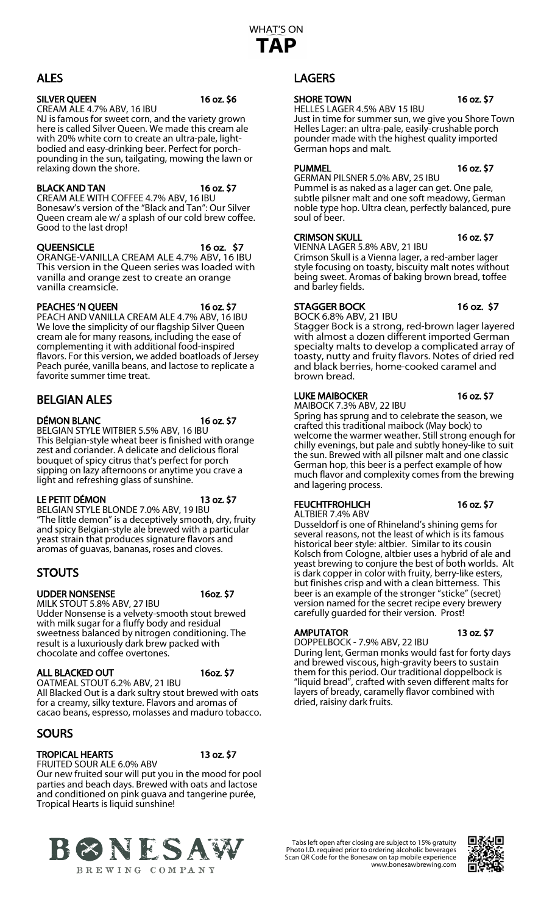# WHAT'S ON TAP

## ALES

**SILVER QUEEN** — 16 oz. $6
CREAM ALE 4.7% ABV, 16 IBU
NJ is famous for sweet corn, and the variety grown here is called Silver Queen. We made this cream ale with 20% white corn to create an ultra-pale, light-bodied and easy-drinking beer. Perfect for porch-pounding in the sun, tailgating, mowing the lawn or relaxing down the shore.

**BLACK AND TAN** — 16 oz. $7
CREAM ALE WITH COFFEE 4.7% ABV, 16 IBU
Bonesaw's version of the "Black and Tan": Our Silver Queen cream ale w/ a splash of our cold brew coffee. Good to the last drop!

**QUEENSICLE** — 16 oz. $7
ORANGE-VANILLA CREAM ALE 4.7% ABV, 16 IBU
This version in the Queen series was loaded with vanilla and orange zest to create an orange vanilla creamsicle.

**PEACHES 'N QUEEN** — 16 oz. $7
PEACH AND VANILLA CREAM ALE 4.7% ABV, 16 IBU
We love the simplicity of our flagship Silver Queen cream ale for many reasons, including the ease of complementing it with additional food-inspired flavors. For this version, we added boatloads of Jersey Peach purée, vanilla beans, and lactose to replicate a favorite summer time treat.

## BELGIAN ALES

**DÉMON BLANC** — 16 oz. $7
BELGIAN STYLE WITBIER 5.5% ABV, 16 IBU
This Belgian-style wheat beer is finished with orange zest and coriander. A delicate and delicious floral bouquet of spicy citrus that's perfect for porch sipping on lazy afternoons or anytime you crave a light and refreshing glass of sunshine.

**LE PETIT DÉMON** — 13 oz. $7
BELGIAN STYLE BLONDE 7.0% ABV, 19 IBU
"The little demon" is a deceptively smooth, dry, fruity and spicy Belgian-style ale brewed with a particular yeast strain that produces signature flavors and aromas of guavas, bananas, roses and cloves.

## STOUTS

**UDDER NONSENSE** — 16oz. $7
MILK STOUT 5.8% ABV, 27 IBU
Udder Nonsense is a velvety-smooth stout brewed with milk sugar for a fluffy body and residual sweetness balanced by nitrogen conditioning. The result is a luxuriously dark brew packed with chocolate and coffee overtones.

**ALL BLACKED OUT** — 16oz. $7
OATMEAL STOUT 6.2% ABV, 21 IBU
All Blacked Out is a dark sultry stout brewed with oats for a creamy, silky texture. Flavors and aromas of cacao beans, espresso, molasses and maduro tobacco.

## SOURS

**TROPICAL HEARTS** — 13 oz. $7
FRUITED SOUR ALE 6.0% ABV
Our new fruited sour will put you in the mood for pool parties and beach days. Brewed with oats and lactose and conditioned on pink guava and tangerine purée, Tropical Hearts is liquid sunshine!

## LAGERS

**SHORE TOWN** — 16 oz. $7
HELLES LAGER 4.5% ABV 15 IBU
Just in time for summer sun, we give you Shore Town Helles Lager: an ultra-pale, easily-crushable porch pounder made with the highest quality imported German hops and malt.

**PUMMEL** — 16 oz. $7
GERMAN PILSNER 5.0% ABV, 25 IBU
Pummel is as naked as a lager can get. One pale, subtle pilsner malt and one soft meadowy, German noble type hop. Ultra clean, perfectly balanced, pure soul of beer.

**CRIMSON SKULL** — 16 oz. $7
VIENNA LAGER 5.8% ABV, 21 IBU
Crimson Skull is a Vienna lager, a red-amber lager style focusing on toasty, biscuity malt notes without being sweet. Aromas of baking brown bread, toffee and barley fields.

**STAGGER BOCK** — 16 oz. $7
BOCK 6.8% ABV, 21 IBU
Stagger Bock is a strong, red-brown lager layered with almost a dozen different imported German specialty malts to develop a complicated array of toasty, nutty and fruity flavors. Notes of dried red and black berries, home-cooked caramel and brown bread.

**LUKE MAIBOCKER** — 16 oz. $7
MAIBOCK 7.3% ABV, 22 IBU
Spring has sprung and to celebrate the season, we crafted this traditional maibock (May bock) to welcome the warmer weather. Still strong enough for chilly evenings, but pale and subtly honey-like to suit the sun. Brewed with all pilsner malt and one classic German hop, this beer is a perfect example of how much flavor and complexity comes from the brewing and lagering process.

**FEUCHTFROHLICH** — 16 oz. $7
ALTBIER 7.4% ABV
Dusseldorf is one of Rhineland's shining gems for several reasons, not the least of which is its famous historical beer style: altbier. Similar to its cousin Kolsch from Cologne, altbier uses a hybrid of ale and yeast brewing to conjure the best of both worlds. Alt is dark copper in color with fruity, berry-like esters, but finishes crisp and with a clean bitterness. This beer is an example of the stronger "sticke" (secret) version named for the secret recipe every brewery carefully guarded for their version. Prost!

**AMPUTATOR** — 13 oz. $7
DOPPELBOCK - 7.9% ABV, 22 IBU
During lent, German monks would fast for forty days and brewed viscous, high-gravity beers to sustain them for this period. Our traditional doppelbock is "liquid bread", crafted with seven different malts for layers of bready, caramelly flavor combined with dried, raisiny dark fruits.

BONESAW BREWING COMPANY

Tabs left open after closing are subject to 15% gratuity
Photo I.D. required prior to ordering alcoholic beverages
Scan QR Code for the Bonesaw on tap mobile experience
www.bonesawbrewing.com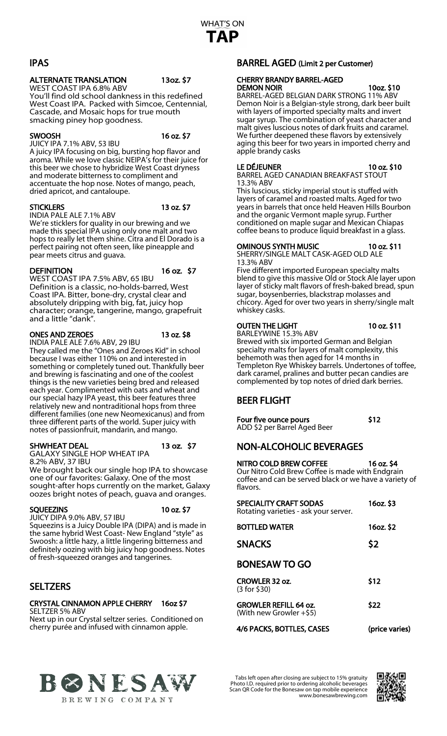# WHAT'S ON TAP

## IPAS

### ALTERNATE TRANSLATION — 13oz. $7

WEST COAST IPA 6.8% ABV

You'll find old school dankness in this redefined West Coast IPA. Packed with Simcoe, Centennial, Cascade, and Mosaic hops for true mouth smacking piney hop goodness.

### SWOOSH — 16 oz. $7

JUICY IPA 7.1% ABV, 53 IBU

A juicy IPA focusing on big, bursting hop flavor and aroma. While we love classic NEIPA's for their juice for this beer we chose to hybridize West Coast dryness and moderate bitterness to compliment and accentuate the hop nose. Notes of mango, peach, dried apricot, and cantaloupe.

### STICKLERS — 13 oz. $7

INDIA PALE ALE 7.1% ABV

We're sticklers for quality in our brewing and we made this special IPA using only one malt and two hops to really let them shine. Citra and El Dorado is a perfect pairing not often seen, like pineapple and pear meets citrus and guava.

### DEFINITION — 16 oz. $7

WEST COAST IPA 7.5% ABV, 65 IBU

Definition is a classic, no-holds-barred, West Coast IPA. Bitter, bone-dry, crystal clear and absolutely dripping with big, fat, juicy hop character; orange, tangerine, mango, grapefruit and a little "dank".

### ONES AND ZEROES — 13 oz. $8

INDIA PALE ALE 7.6% ABV, 29 IBU

They called me the "Ones and Zeroes Kid" in school because I was either 110% on and interested in something or completely tuned out. Thankfully beer and brewing is fascinating and one of the coolest things is the new varieties being bred and released each year. Complimented with oats and wheat and our special hazy IPA yeast, this beer features three relatively new and nontraditional hops from three different families (one new Neomexicanus) and from three different parts of the world. Super juicy with notes of passionfruit, mandarin, and mango.

### SHWHEAT DEAL — 13 oz. $7

GALAXY SINGLE HOP WHEAT IPA

8.2% ABV, 37 IBU

We brought back our single hop IPA to showcase one of our favorites: Galaxy. One of the most sought-after hops currently on the market, Galaxy oozes bright notes of peach, guava and oranges.

### SQUEEZINS — 10 oz. $7

JUICY DIPA 9.0% ABV, 57 IBU

Squeezins is a Juicy Double IPA (DIPA) and is made in the same hybrid West Coast- New England "style" as Swoosh: a little hazy, a little lingering bitterness and definitely oozing with big juicy hop goodness. Notes of fresh-squeezed oranges and tangerines.

## SELTZERS

### CRYSTAL CINNAMON APPLE CHERRY — 16oz $7

SELTZER 5% ABV

Next up in our Crystal seltzer series. Conditioned on cherry purée and infused with cinnamon apple.

## BARREL AGED (Limit 2 per Customer)

### CHERRY BRANDY BARREL-AGED DEMON NOIR — 10oz. $10

BARREL-AGED BELGIAN DARK STRONG 11% ABV

Demon Noir is a Belgian-style strong, dark beer built with layers of imported specialty malts and invert sugar syrup. The combination of yeast character and malt gives luscious notes of dark fruits and caramel. We further deepened these flavors by extensively aging this beer for two years in imported cherry and apple brandy casks

### LE DÉJEUNER — 10 oz. $10

BARREL AGED CANADIAN BREAKFAST STOUT 13.3% ABV

This luscious, sticky imperial stout is stuffed with layers of caramel and roasted malts. Aged for two years in barrels that once held Heaven Hills Bourbon and the organic Vermont maple syrup. Further conditioned on maple sugar and Mexican Chiapas coffee beans to produce liquid breakfast in a glass.

### OMINOUS SYNTH MUSIC — 10 oz. $11

SHERRY/SINGLE MALT CASK-AGED OLD ALE 13.3% ABV

Five different imported European specialty malts blend to give this massive Old or Stock Ale layer upon layer of sticky malt flavors of fresh-baked bread, spun sugar, boysenberries, blackstrap molasses and chicory. Aged for over two years in sherry/single malt whiskey casks.

### OUTEN THE LIGHT — 10 oz. $11

BARLEYWINE 15.3% ABV

Brewed with six imported German and Belgian specialty malts for layers of malt complexity, this behemoth was then aged for 14 months in Templeton Rye Whiskey barrels. Undertones of toffee, dark caramel, pralines and butter pecan candies are complemented by top notes of dried dark berries.

## BEER FLIGHT

**Four five ounce pours** — $12

ADD $2 per Barrel Aged Beer

## NON-ALCOHOLIC BEVERAGES

**NITRO COLD BREW COFFEE** — 16 oz. $4

Our Nitro Cold Brew Coffee is made with Endgrain coffee and can be served black or we have a variety of flavors.

**SPECIALITY CRAFT SODAS** — 16oz. $3

Rotating varieties - ask your server.

**BOTTLED WATER** — 16oz. $2

## SNACKS — $2

## BONESAW TO GO

**CROWLER 32 oz.** — $12

(3 for $30)

**GROWLER REFILL 64 oz.** — $22

(With new Growler +$5)

**4/6 PACKS, BOTTLES, CASES** — (price varies)

BONESAW BREWING COMPANY

Tabs left open after closing are subject to 15% gratuity
Photo I.D. required prior to ordering alcoholic beverages
Scan QR Code for the Bonesaw on tap mobile experience
www.bonesawbrewing.com